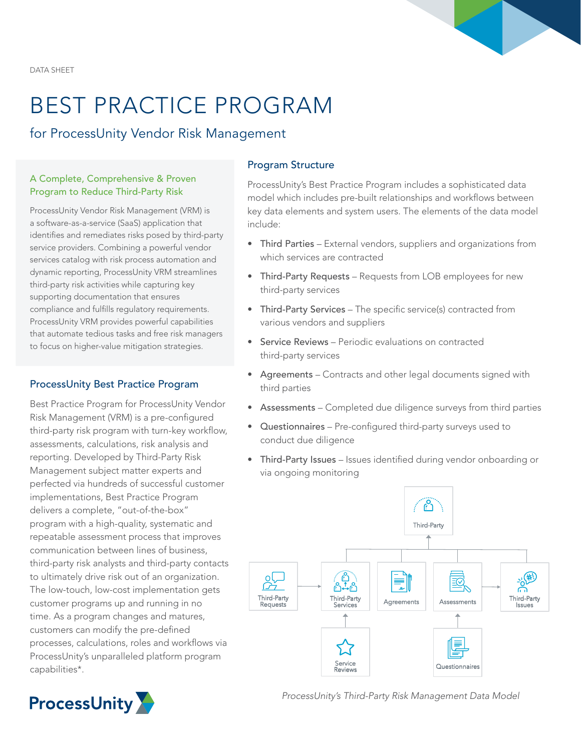DATA SHEET

# BEST PRACTICE PROGRAM

## for ProcessUnity Vendor Risk Management

### A Complete, Comprehensive & Proven Program to Reduce Third-Party Risk

ProcessUnity Vendor Risk Management (VRM) is a software-as-a-service (SaaS) application that identifies and remediates risks posed by third-party service providers. Combining a powerful vendor services catalog with risk process automation and dynamic reporting, ProcessUnity VRM streamlines third-party risk activities while capturing key supporting documentation that ensures compliance and fulfills regulatory requirements. ProcessUnity VRM provides powerful capabilities that automate tedious tasks and free risk managers to focus on higher-value mitigation strategies.

### ProcessUnity Best Practice Program

Best Practice Program for ProcessUnity Vendor Risk Management (VRM) is a pre-configured third-party risk program with turn-key workflow, assessments, calculations, risk analysis and reporting. Developed by Third-Party Risk Management subject matter experts and perfected via hundreds of successful customer implementations, Best Practice Program delivers a complete, "out-of-the-box" program with a high-quality, systematic and repeatable assessment process that improves communication between lines of business, third-party risk analysts and third-party contacts to ultimately drive risk out of an organization. The low-touch, low-cost implementation gets customer programs up and running in no time. As a program changes and matures, customers can modify the pre-defined processes, calculations, roles and workflows via ProcessUnity's unparalleled platform program capabilities*.

### Program Structure

ProcessUnity's Best Practice Program includes a sophisticated data model which includes pre-built relationships and workflows between key data elements and system users. The elements of the data model include:

- Third Parties – External vendors, suppliers and organizations from which services are contracted
- Third-Party Requests – Requests from LOB employees for new third-party services
- Third-Party Services – The specific service(s) contracted from various vendors and suppliers
- Service Reviews – Periodic evaluations on contracted third-party services
- Agreements – Contracts and other legal documents signed with third parties
- Assessments – Completed due diligence surveys from third parties
- Questionnaires – Pre-configured third-party surveys used to conduct due diligence
- Third-Party Issues – Issues identified during vendor onboarding or via ongoing monitoring

Third-Party

Third-Party Requests | Third-Party Services | Agreements | Assessments | Third-Party Issues

Service Reviews | Questionnaires

*ProcessUnity's Third-Party Risk Management Data Model*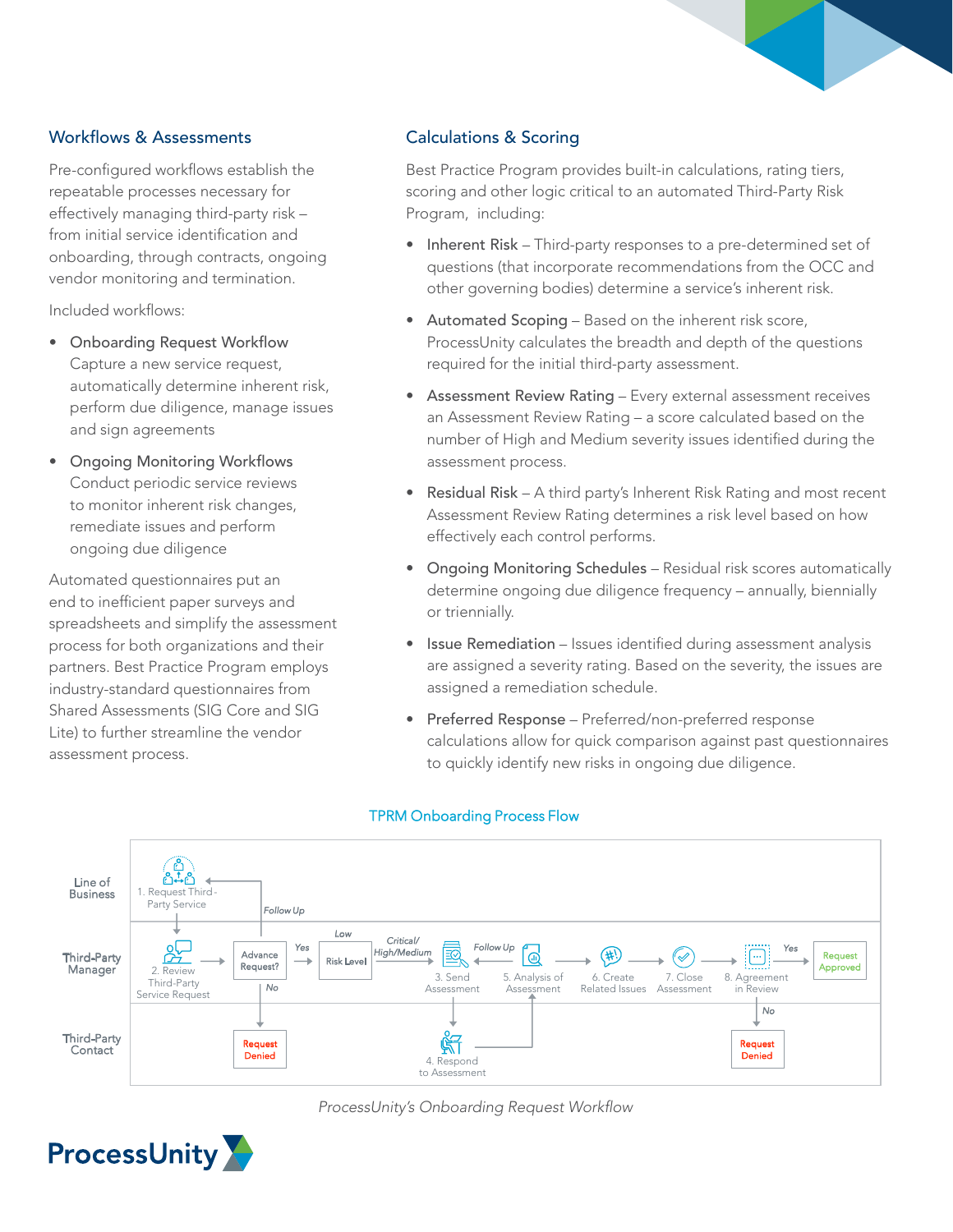## Workflows & Assessments

Pre-configured workflows establish the repeatable processes necessary for effectively managing third-party risk – from initial service identification and onboarding, through contracts, ongoing vendor monitoring and termination.

Included workflows:

- Onboarding Request Workflow
  Capture a new service request, automatically determine inherent risk, perform due diligence, manage issues and sign agreements
- Ongoing Monitoring Workflows
  Conduct periodic service reviews to monitor inherent risk changes, remediate issues and perform ongoing due diligence

Automated questionnaires put an end to inefficient paper surveys and spreadsheets and simplify the assessment process for both organizations and their partners. Best Practice Program employs industry-standard questionnaires from Shared Assessments (SIG Core and SIG Lite) to further streamline the vendor assessment process.

## Calculations & Scoring

Best Practice Program provides built-in calculations, rating tiers, scoring and other logic critical to an automated Third-Party Risk Program, including:

- Inherent Risk – Third-party responses to a pre-determined set of questions (that incorporate recommendations from the OCC and other governing bodies) determine a service's inherent risk.
- Automated Scoping – Based on the inherent risk score, ProcessUnity calculates the breadth and depth of the questions required for the initial third-party assessment.
- Assessment Review Rating – Every external assessment receives an Assessment Review Rating – a score calculated based on the number of High and Medium severity issues identified during the assessment process.
- Residual Risk – A third party's Inherent Risk Rating and most recent Assessment Review Rating determines a risk level based on how effectively each control performs.
- Ongoing Monitoring Schedules – Residual risk scores automatically determine ongoing due diligence frequency – annually, biennially or triennially.
- Issue Remediation – Issues identified during assessment analysis are assigned a severity rating. Based on the severity, the issues are assigned a remediation schedule.
- Preferred Response – Preferred/non-preferred response calculations allow for quick comparison against past questionnaires to quickly identify new risks in ongoing due diligence.

### TPRM Onboarding Process Flow

Line of Business: 1. Request Third-Party Service

Third-Party Manager: 2. Review Third-Party Service Request → Advance Request? (No → Request Denied; Yes → Risk Level; Follow Up → 1) → Risk Level (Low → Agreement; Critical/High/Medium → 3. Send Assessment) → 5. Analysis of Assessment (Follow Up → 3) → 6. Create Related Issues → 7. Close Assessment → 8. Agreement in Review (Yes → Request Approved; No → Request Denied)

Third-Party Contact: 4. Respond to Assessment → 5. Analysis of Assessment

*ProcessUnity's Onboarding Request Workflow*

ProcessUnity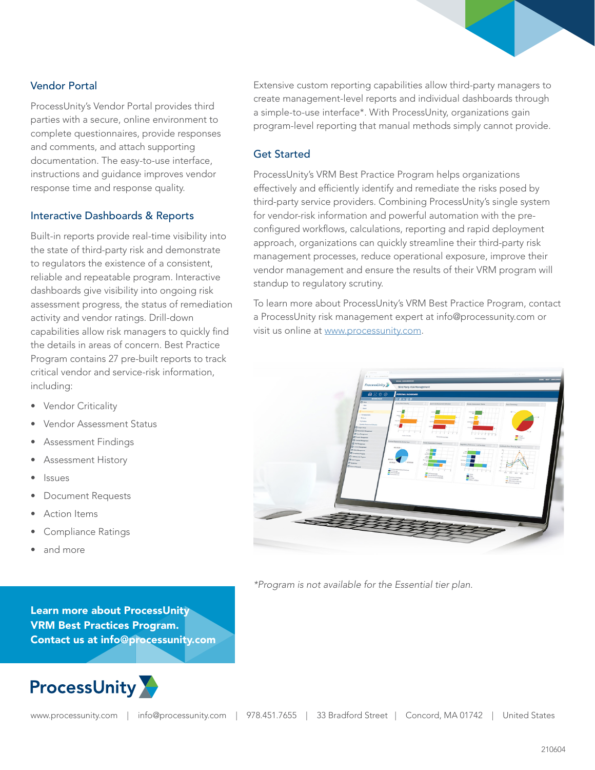## Vendor Portal

ProcessUnity's Vendor Portal provides third parties with a secure, online environment to complete questionnaires, provide responses and comments, and attach supporting documentation. The easy-to-use interface, instructions and guidance improves vendor response time and response quality.

## Interactive Dashboards & Reports

Built-in reports provide real-time visibility into the state of third-party risk and demonstrate to regulators the existence of a consistent, reliable and repeatable program. Interactive dashboards give visibility into ongoing risk assessment progress, the status of remediation activity and vendor ratings. Drill-down capabilities allow risk managers to quickly find the details in areas of concern. Best Practice Program contains 27 pre-built reports to track critical vendor and service-risk information, including:

- Vendor Criticality
- Vendor Assessment Status
- Assessment Findings
- Assessment History
- Issues
- Document Requests
- Action Items
- Compliance Ratings
- and more

Extensive custom reporting capabilities allow third-party managers to create management-level reports and individual dashboards through a simple-to-use interface*. With ProcessUnity, organizations gain program-level reporting that manual methods simply cannot provide.

## Get Started

ProcessUnity's VRM Best Practice Program helps organizations effectively and efficiently identify and remediate the risks posed by third-party service providers. Combining ProcessUnity's single system for vendor-risk information and powerful automation with the pre-configured workflows, calculations, reporting and rapid deployment approach, organizations can quickly streamline their third-party risk management processes, reduce operational exposure, improve their vendor management and ensure the results of their VRM program will standup to regulatory scrutiny.

To learn more about ProcessUnity's VRM Best Practice Program, contact a ProcessUnity risk management expert at info@processunity.com or visit us online at www.processunity.com.

*\*Program is not available for the Essential tier plan.*

**Learn more about ProcessUnity VRM Best Practices Program. Contact us at info@processunity.com**

ProcessUnity

www.processunity.com | info@processunity.com | 978.451.7655 | 33 Bradford Street | Concord, MA 01742 | United States

210604